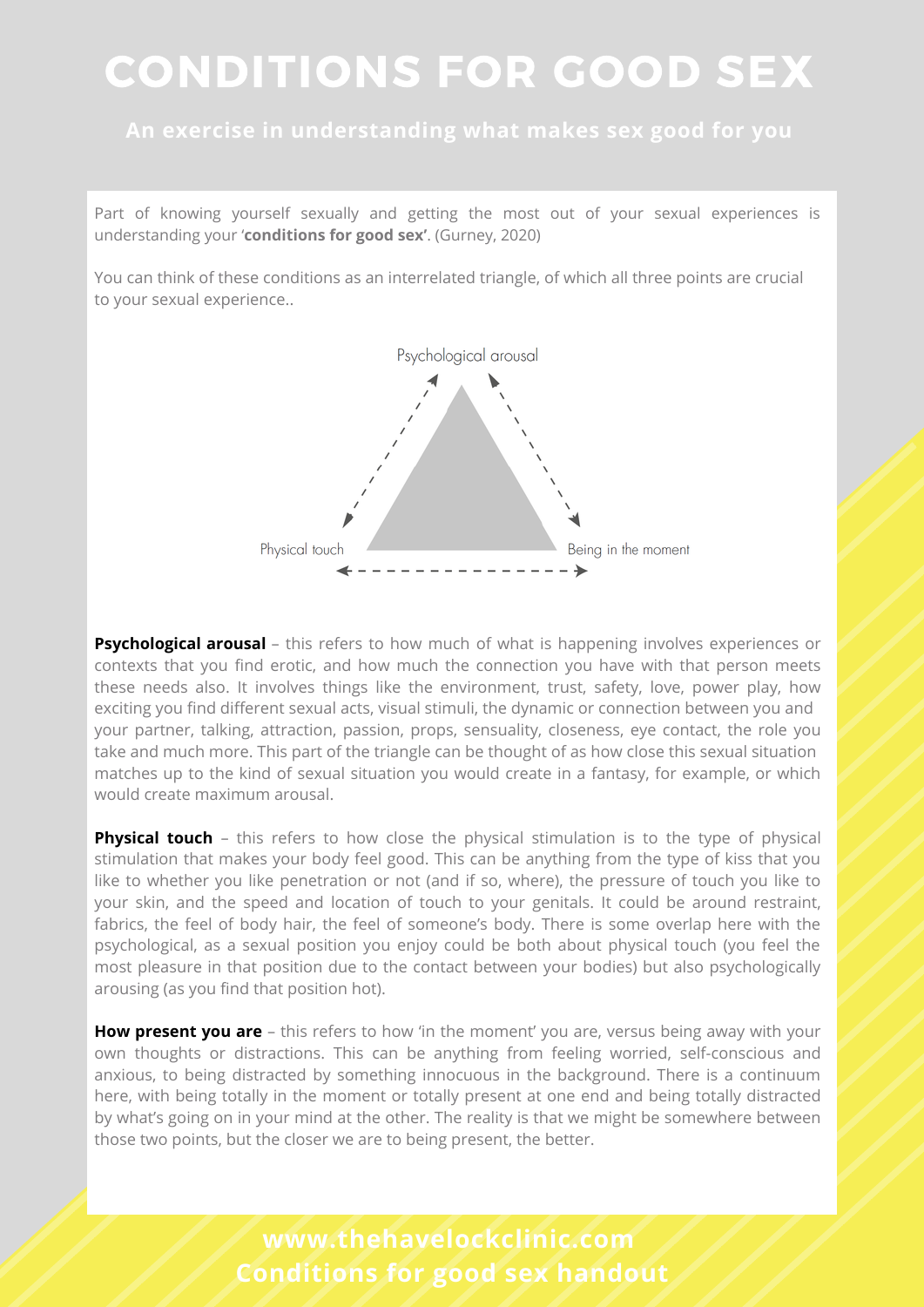# CONDITIONS FOR GOOD SEX

## An exercise in understanding what makes sex good for you

Part of knowing yourself sexually and getting the most out of your sexual experiences is understanding your '**conditions for good sex'**. (Gurney, 2020)

You can think of these conditions as an interrelated triangle, of which all three points are crucial to your sexual experience..

Psychological arousal

Physical touch

Being in the moment

**Psychological arousal** – this refers to how much of what is happening involves experiences or contexts that you find erotic, and how much the connection you have with that person meets these needs also. It involves things like the environment, trust, safety, love, power play, how exciting you find different sexual acts, visual stimuli, the dynamic or connection between you and your partner, talking, attraction, passion, props, sensuality, closeness, eye contact, the role you take and much more. This part of the triangle can be thought of as how close this sexual situation matches up to the kind of sexual situation you would create in a fantasy, for example, or which would create maximum arousal.

**Physical touch** – this refers to how close the physical stimulation is to the type of physical stimulation that makes your body feel good. This can be anything from the type of kiss that you like to whether you like penetration or not (and if so, where), the pressure of touch you like to your skin, and the speed and location of touch to your genitals. It could be around restraint, fabrics, the feel of body hair, the feel of someone's body. There is some overlap here with the psychological, as a sexual position you enjoy could be both about physical touch (you feel the most pleasure in that position due to the contact between your bodies) but also psychologically arousing (as you find that position hot).

**How present you are** – this refers to how 'in the moment' you are, versus being away with your own thoughts or distractions. This can be anything from feeling worried, self-conscious and anxious, to being distracted by something innocuous in the background. There is a continuum here, with being totally in the moment or totally present at one end and being totally distracted by what's going on in your mind at the other. The reality is that we might be somewhere between those two points, but the closer we are to being present, the better.

www.thehavelockclinic.com
Conditions for good sex handout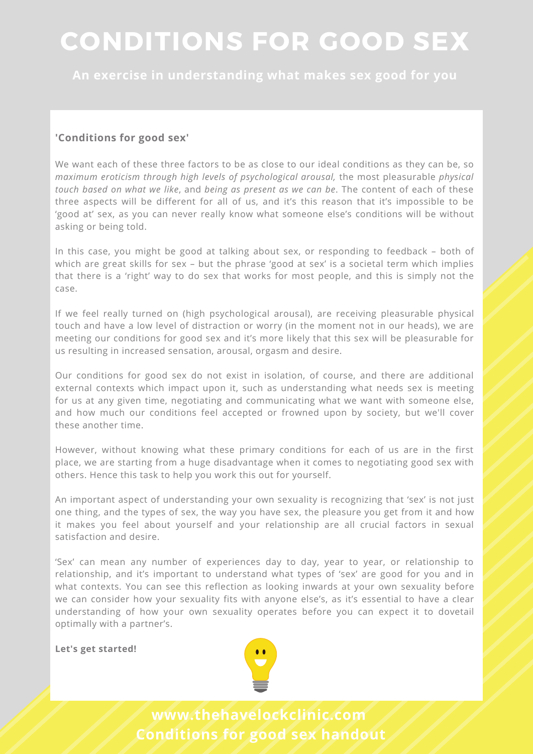# CONDITIONS FOR GOOD SEX

**An exercise in understanding what makes sex good for you**

**'Conditions for good sex'**

We want each of these three factors to be as close to our ideal conditions as they can be, so *maximum eroticism through high levels of psychological arousal,* the most pleasurable *physical touch based on what we like*, and *being as present as we can be*. The content of each of these three aspects will be different for all of us, and it's this reason that it's impossible to be 'good at' sex, as you can never really know what someone else's conditions will be without asking or being told.

In this case, you might be good at talking about sex, or responding to feedback – both of which are great skills for sex – but the phrase 'good at sex' is a societal term which implies that there is a 'right' way to do sex that works for most people, and this is simply not the case.

If we feel really turned on (high psychological arousal), are receiving pleasurable physical touch and have a low level of distraction or worry (in the moment not in our heads), we are meeting our conditions for good sex and it's more likely that this sex will be pleasurable for us resulting in increased sensation, arousal, orgasm and desire.

Our conditions for good sex do not exist in isolation, of course, and there are additional external contexts which impact upon it, such as understanding what needs sex is meeting for us at any given time, negotiating and communicating what we want with someone else, and how much our conditions feel accepted or frowned upon by society, but we'll cover these another time.

However, without knowing what these primary conditions for each of us are in the first place, we are starting from a huge disadvantage when it comes to negotiating good sex with others. Hence this task to help you work this out for yourself.

An important aspect of understanding your own sexuality is recognizing that 'sex' is not just one thing, and the types of sex, the way you have sex, the pleasure you get from it and how it makes you feel about yourself and your relationship are all crucial factors in sexual satisfaction and desire.

'Sex' can mean any number of experiences day to day, year to year, or relationship to relationship, and it's important to understand what types of 'sex' are good for you and in what contexts. You can see this reflection as looking inwards at your own sexuality before we can consider how your sexuality fits with anyone else's, as it's essential to have a clear understanding of how your own sexuality operates before you can expect it to dovetail optimally with a partner's.

**Let's get started!**

www.thehavelockclinic.com
Conditions for good sex handout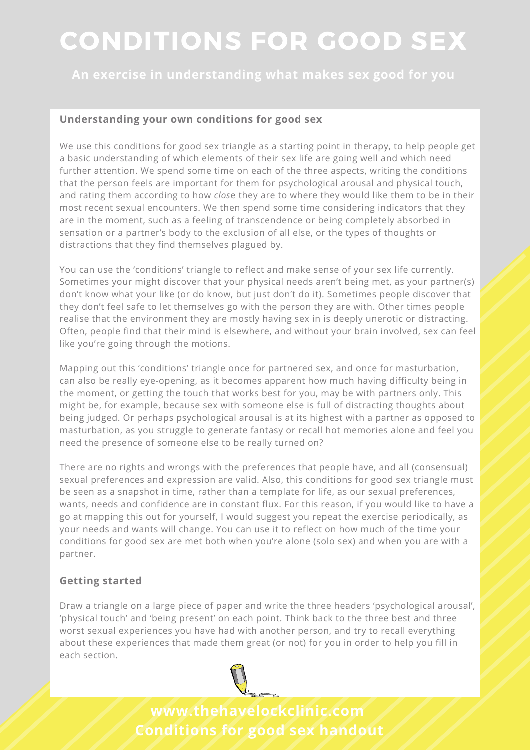# CONDITIONS FOR GOOD SEX

**An exercise in understanding what makes sex good for you**

### Understanding your own conditions for good sex

We use this conditions for good sex triangle as a starting point in therapy, to help people get a basic understanding of which elements of their sex life are going well and which need further attention. We spend some time on each of the three aspects, writing the conditions that the person feels are important for them for psychological arousal and physical touch, and rating them according to how *close* they are to where they would like them to be in their most recent sexual encounters. We then spend some time considering indicators that they are in the moment, such as a feeling of transcendence or being completely absorbed in sensation or a partner's body to the exclusion of all else, or the types of thoughts or distractions that they find themselves plagued by.

You can use the 'conditions' triangle to reflect and make sense of your sex life currently. Sometimes your might discover that your physical needs aren't being met, as your partner(s) don't know what your like (or do know, but just don't do it). Sometimes people discover that they don't feel safe to let themselves go with the person they are with. Other times people realise that the environment they are mostly having sex in is deeply unerotic or distracting. Often, people find that their mind is elsewhere, and without your brain involved, sex can feel like you're going through the motions.

Mapping out this 'conditions' triangle once for partnered sex, and once for masturbation, can also be really eye-opening, as it becomes apparent how much having difficulty being in the moment, or getting the touch that works best for you, may be with partners only. This might be, for example, because sex with someone else is full of distracting thoughts about being judged. Or perhaps psychological arousal is at its highest with a partner as opposed to masturbation, as you struggle to generate fantasy or recall hot memories alone and feel you need the presence of someone else to be really turned on?

There are no rights and wrongs with the preferences that people have, and all (consensual) sexual preferences and expression are valid. Also, this conditions for good sex triangle must be seen as a snapshot in time, rather than a template for life, as our sexual preferences, wants, needs and confidence are in constant flux. For this reason, if you would like to have a go at mapping this out for yourself, I would suggest you repeat the exercise periodically, as your needs and wants will change. You can use it to reflect on how much of the time your conditions for good sex are met both when you're alone (solo sex) and when you are with a partner.

### Getting started

Draw a triangle on a large piece of paper and write the three headers 'psychological arousal', 'physical touch' and 'being present' on each point. Think back to the three best and three worst sexual experiences you have had with another person, and try to recall everything about these experiences that made them great (or not) for you in order to help you fill in each section.

**www.thehavelockclinic.com**
**Conditions for good sex handout**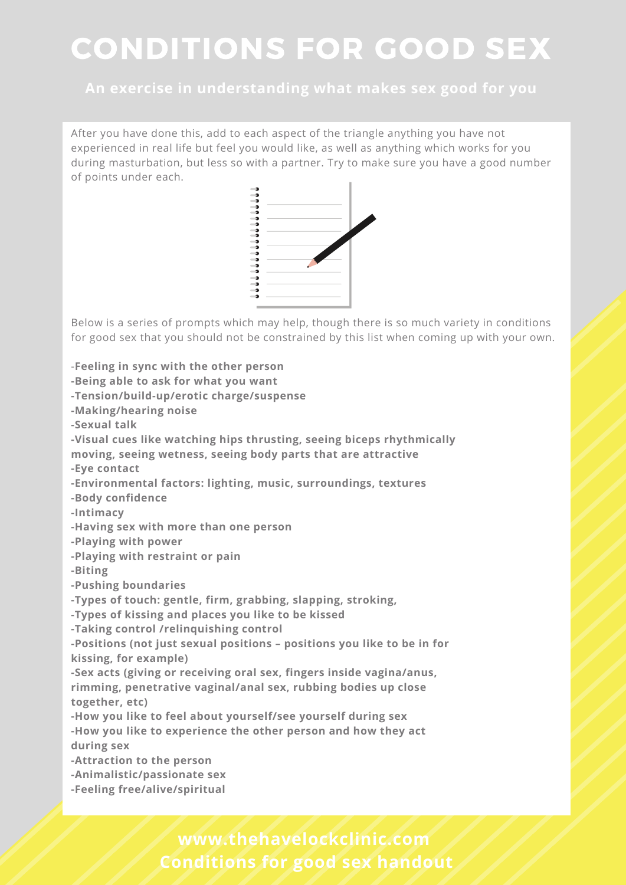# CONDITIONS FOR GOOD SEX

## An exercise in understanding what makes sex good for you

After you have done this, add to each aspect of the triangle anything you have not experienced in real life but feel you would like, as well as anything which works for you during masturbation, but less so with a partner. Try to make sure you have a good number of points under each.

Below is a series of prompts which may help, though there is so much variety in conditions for good sex that you should not be constrained by this list when coming up with your own.

**-Feeling in sync with the other person**
**-Being able to ask for what you want**
**-Tension/build-up/erotic charge/suspense**
**-Making/hearing noise**
**-Sexual talk**
**-Visual cues like watching hips thrusting, seeing biceps rhythmically moving, seeing wetness, seeing body parts that are attractive**
**-Eye contact**
**-Environmental factors: lighting, music, surroundings, textures**
**-Body confidence**
**-Intimacy**
**-Having sex with more than one person**
**-Playing with power**
**-Playing with restraint or pain**
**-Biting**
**-Pushing boundaries**
**-Types of touch: gentle, firm, grabbing, slapping, stroking,**
**-Types of kissing and places you like to be kissed**
**-Taking control /relinquishing control**
**-Positions (not just sexual positions – positions you like to be in for kissing, for example)**
**-Sex acts (giving or receiving oral sex, fingers inside vagina/anus, rimming, penetrative vaginal/anal sex, rubbing bodies up close together, etc)**
**-How you like to feel about yourself/see yourself during sex**
**-How you like to experience the other person and how they act during sex**
**-Attraction to the person**
**-Animalistic/passionate sex**
**-Feeling free/alive/spiritual**

**www.thehavelockclinic.com**
**Conditions for good sex handout**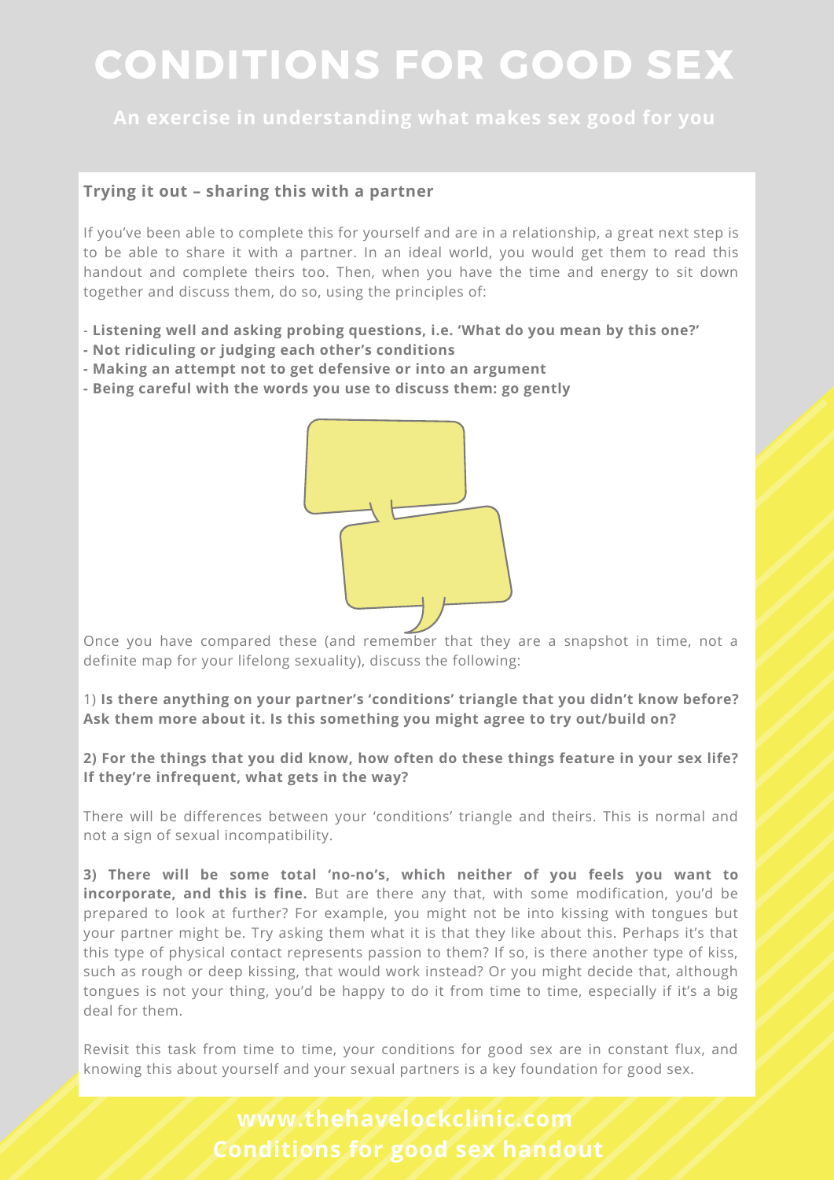# CONDITIONS FOR GOOD SEX

**An exercise in understanding what makes sex good for you**

**Trying it out – sharing this with a partner**

If you've been able to complete this for yourself and are in a relationship, a great next step is to be able to share it with a partner. In an ideal world, you would get them to read this handout and complete theirs too. Then, when you have the time and energy to sit down together and discuss them, do so, using the principles of:

- **Listening well and asking probing questions, i.e. 'What do you mean by this one?'**
- **Not ridiculing or judging each other's conditions**
- **Making an attempt not to get defensive or into an argument**
- **Being careful with the words you use to discuss them: go gently**

Once you have compared these (and remember that they are a snapshot in time, not a definite map for your lifelong sexuality), discuss the following:

1) **Is there anything on your partner's 'conditions' triangle that you didn't know before? Ask them more about it. Is this something you might agree to try out/build on?**

**2) For the things that you did know, how often do these things feature in your sex life? If they're infrequent, what gets in the way?**

There will be differences between your 'conditions' triangle and theirs. This is normal and not a sign of sexual incompatibility.

**3) There will be some total 'no-no's, which neither of you feels you want to incorporate, and this is fine.** But are there any that, with some modification, you'd be prepared to look at further? For example, you might not be into kissing with tongues but your partner might be. Try asking them what it is that they like about this. Perhaps it's that this type of physical contact represents passion to them? If so, is there another type of kiss, such as rough or deep kissing, that would work instead? Or you might decide that, although tongues is not your thing, you'd be happy to do it from time to time, especially if it's a big deal for them.

Revisit this task from time to time, your conditions for good sex are in constant flux, and knowing this about yourself and your sexual partners is a key foundation for good sex.

**www.thehavelockclinic.com**
**Conditions for good sex handout**